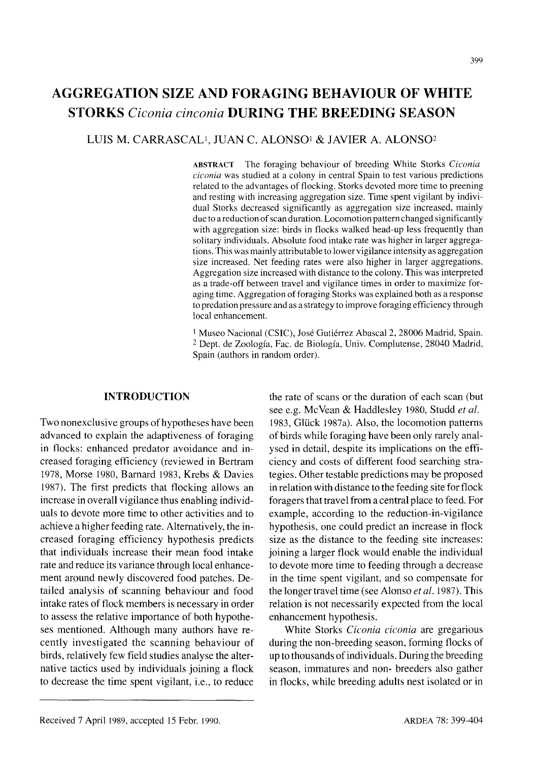# AGGREGATION SIZE AND FORAGING BEHAVIOUR OF WHITE STORKS *Ciconia cinconia* DURING THE BREEDING SEASON

LUIS M. CARRASCAL[1], JUAN C. ALONSO[1] & JAVIER A. ALONSO[2]

**ABSTRACT** The foraging behaviour of breeding White Storks *Ciconia ciconia* was studied at a colony in central Spain to test various predictions related to the advantages of flocking. Storks devoted more time to preening and resting with increasing aggregation size. Time spent vigilant by individual Storks decreased significantly as aggregation size increased, mainly due to a reduction of scan duration. Locomotion pattern changed significantly with aggregation size: birds in flocks walked head-up less frequently than solitary individuals. Absolute food intake rate was higher in larger aggregations. This was mainly attributable to lower vigilance intensity as aggregation size increased. Net feeding rates were also higher in larger aggregations. Aggregation size increased with distance to the colony. This was interpreted as a trade-off between travel and vigilance times in order to maximize foraging time. Aggregation of foraging Storks was explained both as a response to predation pressure and as a strategy to improve foraging efficiency through local enhancement.

[1] Museo Nacional (CSIC), José Gutiérrez Abascal 2, 28006 Madrid, Spain.
[2] Dept. de Zoología, Fac. de Biología, Univ. Complutense, 28040 Madrid, Spain (authors in random order).

## INTRODUCTION

Two nonexclusive groups of hypotheses have been advanced to explain the adaptiveness of foraging in flocks: enhanced predator avoidance and increased foraging efficiency (reviewed in Bertram 1978, Morse 1980, Barnard 1983, Krebs & Davies 1987). The first predicts that flocking allows an increase in overall vigilance thus enabling individuals to devote more time to other activities and to achieve a higher feeding rate. Alternatively, the increased foraging efficiency hypothesis predicts that individuals increase their mean food intake rate and reduce its variance through local enhancement around newly discovered food patches. Detailed analysis of scanning behaviour and food intake rates of flock members is necessary in order to assess the relative importance of both hypotheses mentioned. Although many authors have recently investigated the scanning behaviour of birds, relatively few field studies analyse the alternative tactics used by individuals joining a flock to decrease the time spent vigilant, i.e., to reduce the rate of scans or the duration of each scan (but see e.g. McVean & Haddlesley 1980, Studd *et al.* 1983, Glück 1987a). Also, the locomotion patterns of birds while foraging have been only rarely analysed in detail, despite its implications on the efficiency and costs of different food searching strategies. Other testable predictions may be proposed in relation with distance to the feeding site for flock foragers that travel from a central place to feed. For example, according to the reduction-in-vigilance hypothesis, one could predict an increase in flock size as the distance to the feeding site increases: joining a larger flock would enable the individual to devote more time to feeding through a decrease in the time spent vigilant, and so compensate for the longer travel time (see Alonso *et al.* 1987). This relation is not necessarily expected from the local enhancement hypothesis.

White Storks *Ciconia ciconia* are gregarious during the non-breeding season, forming flocks of up to thousands of individuals. During the breeding season, immatures and non- breeders also gather in flocks, while breeding adults nest isolated or in

Received 7 April 1989, accepted 15 Febr. 1990.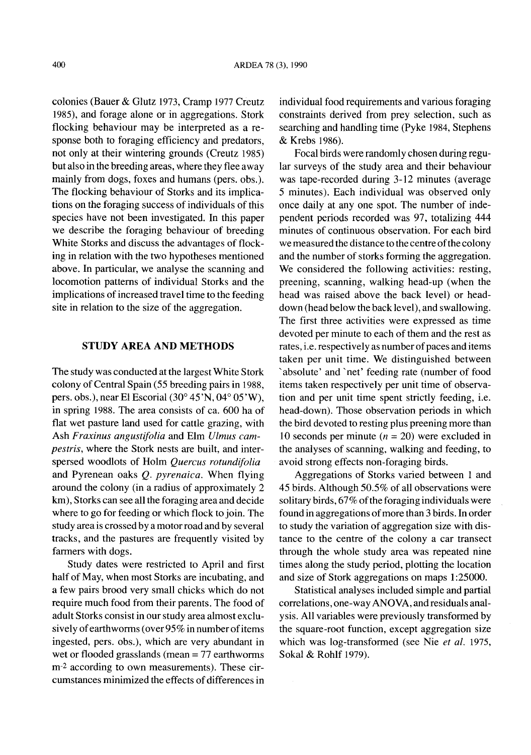colonies (Bauer & Glutz 1973, Cramp 1977 Creutz 1985), and forage alone or in aggregations. Stork flocking behaviour may be interpreted as a response both to foraging efficiency and predators, not only at their wintering grounds (Creutz 1985) but also in the breeding areas, where they flee away mainly from dogs, foxes and humans (pers. obs.). The flocking behaviour of Storks and its implications on the foraging success of individuals of this species have not been investigated. In this paper we describe the foraging behaviour of breeding White Storks and discuss the advantages of flocking in relation with the two hypotheses mentioned above. In particular, we analyse the scanning and locomotion patterns of individual Storks and the implications of increased travel time to the feeding site in relation to the size of the aggregation.

## STUDY AREA AND METHODS

The study was conducted at the largest White Stork colony of Central Spain (55 breeding pairs in 1988, pers. obs.), near El Escorial (30° 45'N, 04° 05'W), in spring 1988. The area consists of ca. 600 ha of flat wet pasture land used for cattle grazing, with Ash *Fraxinus angustifolia* and Elm *Ulmus campestris*, where the Stork nests are built, and interspersed woodlots of Holm *Quercus rotundifolia* and Pyrenean oaks *Q. pyrenaica*. When flying around the colony (in a radius of approximately 2 km), Storks can see all the foraging area and decide where to go for feeding or which flock to join. The study area is crossed by a motor road and by several tracks, and the pastures are frequently visited by farmers with dogs.

Study dates were restricted to April and first half of May, when most Storks are incubating, and a few pairs brood very small chicks which do not require much food from their parents. The food of adult Storks consist in our study area almost exclusively of earthworms (over 95% in number of items ingested, pers. obs.), which are very abundant in wet or flooded grasslands (mean = 77 earthworms $m^{-2}$ according to own measurements). These circumstances minimized the effects of differences in individual food requirements and various foraging constraints derived from prey selection, such as searching and handling time (Pyke 1984, Stephens & Krebs 1986).

Focal birds were randomly chosen during regular surveys of the study area and their behaviour was tape-recorded during 3-12 minutes (average 5 minutes). Each individual was observed only once daily at any one spot. The number of independent periods recorded was 97, totalizing 444 minutes of continuous observation. For each bird we measured the distance to the centre of the colony and the number of storks forming the aggregation. We considered the following activities: resting, preening, scanning, walking head-up (when the head was raised above the back level) or head-down (head below the back level), and swallowing. The first three activities were expressed as time devoted per minute to each of them and the rest as rates, i.e. respectively as number of paces and items taken per unit time. We distinguished between 'absolute' and 'net' feeding rate (number of food items taken respectively per unit time of observation and per unit time spent strictly feeding, i.e. head-down). Those observation periods in which the bird devoted to resting plus preening more than 10 seconds per minute ($n$ = 20) were excluded in the analyses of scanning, walking and feeding, to avoid strong effects non-foraging birds.

Aggregations of Storks varied between 1 and 45 birds. Although 50.5% of all observations were solitary birds, 67% of the foraging individuals were found in aggregations of more than 3 birds. In order to study the variation of aggregation size with distance to the centre of the colony a car transect through the whole study area was repeated nine times along the study period, plotting the location and size of Stork aggregations on maps 1:25000.

Statistical analyses included simple and partial correlations, one-way ANOVA, and residuals analysis. All variables were previously transformed by the square-root function, except aggregation size which was log-transformed (see Nie *et al.* 1975, Sokal & Rohlf 1979).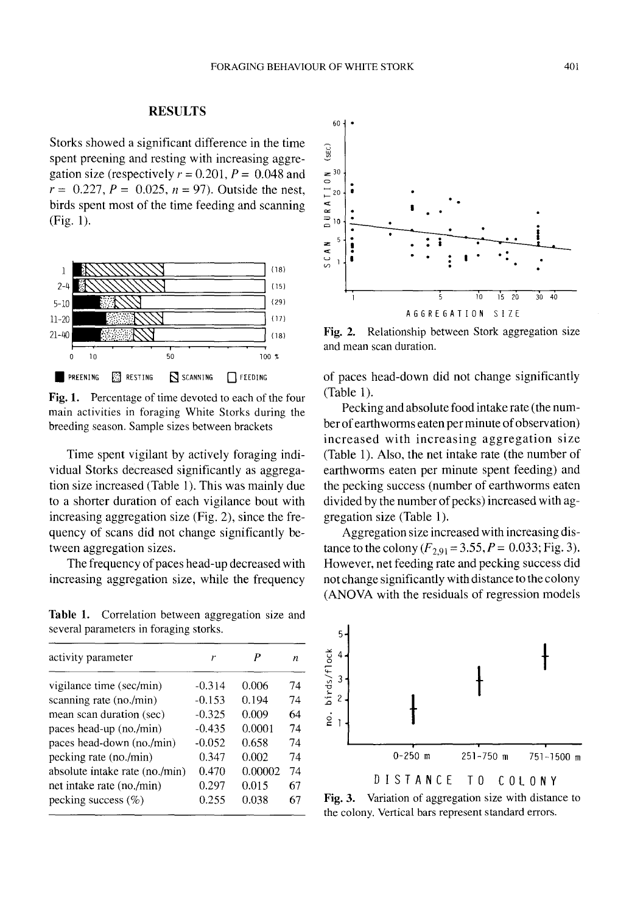## RESULTS

Storks showed a significant difference in the time spent preening and resting with increasing aggregation size (respectively $r = 0.201$, $P = 0.048$ and $r = 0.227$, $P = 0.025$, $n = 97$). Outside the nest, birds spent most of the time feeding and scanning (Fig. 1).

**Fig. 1.** Percentage of time devoted to each of the four main activities in foraging White Storks during the breeding season. Sample sizes between brackets

Time spent vigilant by actively foraging individual Storks decreased significantly as aggregation size increased (Table 1). This was mainly due to a shorter duration of each vigilance bout with increasing aggregation size (Fig. 2), since the frequency of scans did not change significantly between aggregation sizes.

The frequency of paces head-up decreased with increasing aggregation size, while the frequency of paces head-down did not change significantly (Table 1).

Pecking and absolute food intake rate (the number of earthworms eaten per minute of observation) increased with increasing aggregation size (Table 1). Also, the net intake rate (the number of earthworms eaten per minute spent feeding) and the pecking success (number of earthworms eaten divided by the number of pecks) increased with aggregation size (Table 1).

Aggregation size increased with increasing distance to the colony ($F_{2,91} = 3.55, P = 0.033$; Fig. 3). However, net feeding rate and pecking success did not change significantly with distance to the colony (ANOVA with the residuals of regression models

**Table 1.** Correlation between aggregation size and several parameters in foraging storks.

| activity parameter | $r$ | $P$ | $n$ |
|---|---|---|---|
| vigilance time (sec/min) | -0.314 | 0.006 | 74 |
| scanning rate (no./min) | -0.153 | 0.194 | 74 |
| mean scan duration (sec) | -0.325 | 0.009 | 64 |
| paces head-up (no./min) | -0.435 | 0.0001 | 74 |
| paces head-down (no./min) | -0.052 | 0.658 | 74 |
| pecking rate (no./min) | 0.347 | 0.002 | 74 |
| absolute intake rate (no./min) | 0.470 | 0.00002 | 74 |
| net intake rate (no./min) | 0.297 | 0.015 | 67 |
| pecking success (%) | 0.255 | 0.038 | 67 |

**Fig. 2.** Relationship between Stork aggregation size and mean scan duration.

**Fig. 3.** Variation of aggregation size with distance to the colony. Vertical bars represent standard errors.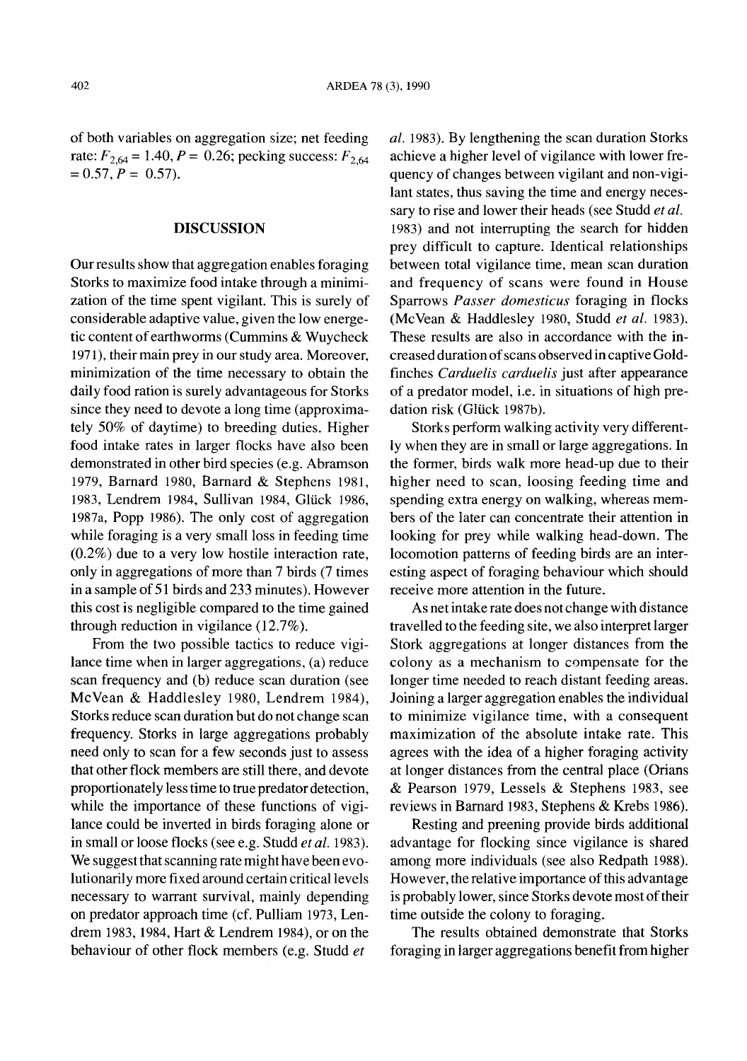of both variables on aggregation size; net feeding rate: $F_{2,64} = 1.40$, $P = 0.26$; pecking success: $F_{2,64} = 0.57$, $P = 0.57$).

## DISCUSSION

Our results show that aggregation enables foraging Storks to maximize food intake through a minimization of the time spent vigilant. This is surely of considerable adaptive value, given the low energetic content of earthworms (Cummins & Wuycheck 1971), their main prey in our study area. Moreover, minimization of the time necessary to obtain the daily food ration is surely advantageous for Storks since they need to devote a long time (approximately 50% of daytime) to breeding duties. Higher food intake rates in larger flocks have also been demonstrated in other bird species (e.g. Abramson 1979, Barnard 1980, Barnard & Stephens 1981, 1983, Lendrem 1984, Sullivan 1984, Glück 1986, 1987a, Popp 1986). The only cost of aggregation while foraging is a very small loss in feeding time (0.2%) due to a very low hostile interaction rate, only in aggregations of more than 7 birds (7 times in a sample of 51 birds and 233 minutes). However this cost is negligible compared to the time gained through reduction in vigilance (12.7%).

From the two possible tactics to reduce vigilance time when in larger aggregations, (a) reduce scan frequency and (b) reduce scan duration (see McVean & Haddlesley 1980, Lendrem 1984), Storks reduce scan duration but do not change scan frequency. Storks in large aggregations probably need only to scan for a few seconds just to assess that other flock members are still there, and devote proportionately less time to true predator detection, while the importance of these functions of vigilance could be inverted in birds foraging alone or in small or loose flocks (see e.g. Studd *et al.* 1983). We suggest that scanning rate might have been evolutionarily more fixed around certain critical levels necessary to warrant survival, mainly depending on predator approach time (cf. Pulliam 1973, Lendrem 1983, 1984, Hart & Lendrem 1984), or on the behaviour of other flock members (e.g. Studd *et al.* 1983). By lengthening the scan duration Storks achieve a higher level of vigilance with lower frequency of changes between vigilant and non-vigilant states, thus saving the time and energy necessary to rise and lower their heads (see Studd *et al.* 1983) and not interrupting the search for hidden prey difficult to capture. Identical relationships between total vigilance time, mean scan duration and frequency of scans were found in House Sparrows *Passer domesticus* foraging in flocks (McVean & Haddlesley 1980, Studd *et al.* 1983). These results are also in accordance with the increased duration of scans observed in captive Goldfinches *Carduelis carduelis* just after appearance of a predator model, i.e. in situations of high predation risk (Glück 1987b).

Storks perform walking activity very differently when they are in small or large aggregations. In the former, birds walk more head-up due to their higher need to scan, loosing feeding time and spending extra energy on walking, whereas members of the later can concentrate their attention in looking for prey while walking head-down. The locomotion patterns of feeding birds are an interesting aspect of foraging behaviour which should receive more attention in the future.

As net intake rate does not change with distance travelled to the feeding site, we also interpret larger Stork aggregations at longer distances from the colony as a mechanism to compensate for the longer time needed to reach distant feeding areas. Joining a larger aggregation enables the individual to minimize vigilance time, with a consequent maximization of the absolute intake rate. This agrees with the idea of a higher foraging activity at longer distances from the central place (Orians & Pearson 1979, Lessels & Stephens 1983, see reviews in Barnard 1983, Stephens & Krebs 1986).

Resting and preening provide birds additional advantage for flocking since vigilance is shared among more individuals (see also Redpath 1988). However, the relative importance of this advantage is probably lower, since Storks devote most of their time outside the colony to foraging.

The results obtained demonstrate that Storks foraging in larger aggregations benefit from higher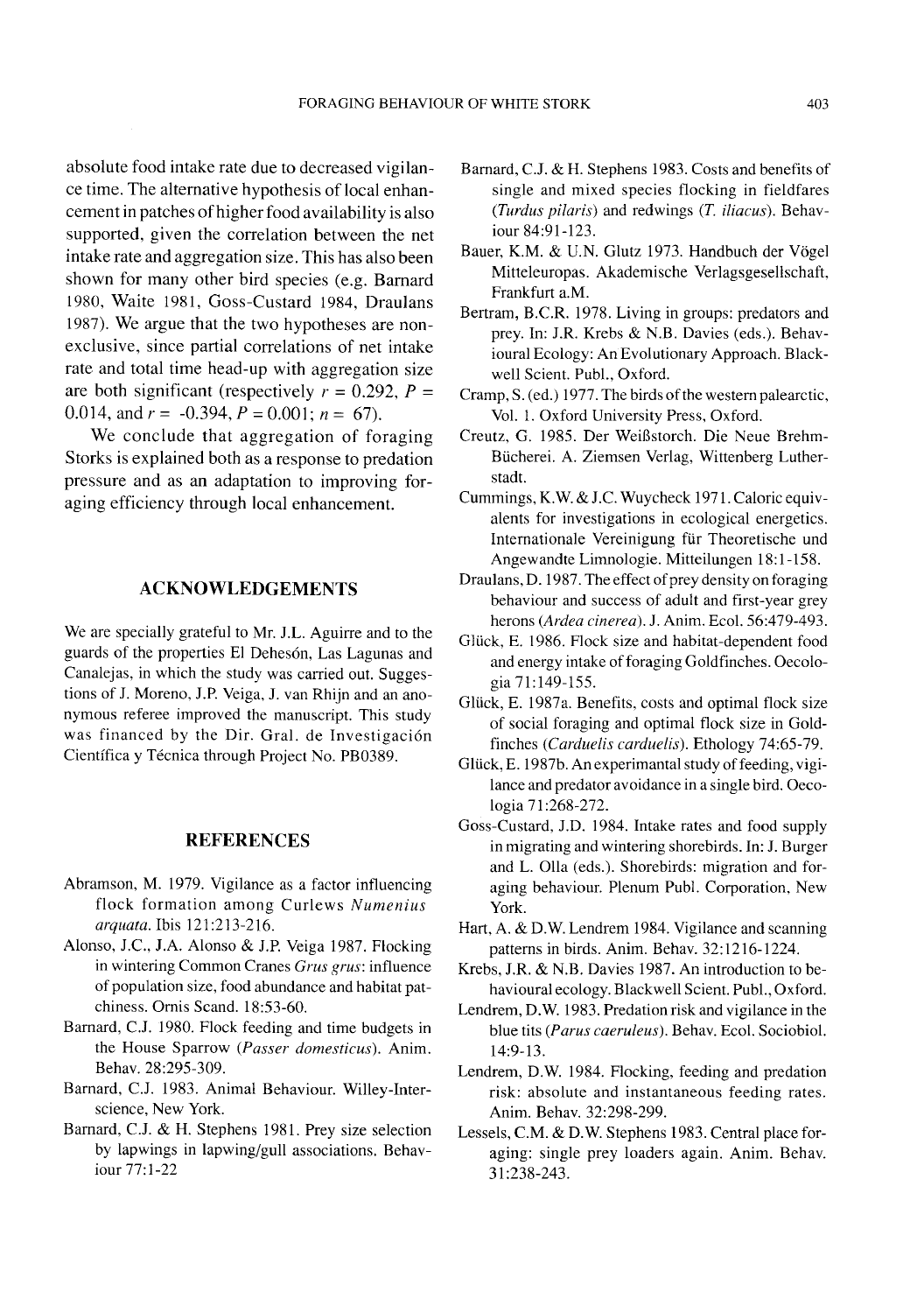absolute food intake rate due to decreased vigilance time. The alternative hypothesis of local enhancement in patches of higher food availability is also supported, given the correlation between the net intake rate and aggregation size. This has also been shown for many other bird species (e.g. Barnard 1980, Waite 1981, Goss-Custard 1984, Draulans 1987). We argue that the two hypotheses are non-exclusive, since partial correlations of net intake rate and total time head-up with aggregation size are both significant (respectively $r = 0.292$, $P = 0.014$, and $r = -0.394$, $P = 0.001$; $n = 67$).

We conclude that aggregation of foraging Storks is explained both as a response to predation pressure and as an adaptation to improving foraging efficiency through local enhancement.

## ACKNOWLEDGEMENTS

We are specially grateful to Mr. J.L. Aguirre and to the guards of the properties El Dehesón, Las Lagunas and Canalejas, in which the study was carried out. Suggestions of J. Moreno, J.P. Veiga, J. van Rhijn and an anonymous referee improved the manuscript. This study was financed by the Dir. Gral. de Investigación Científica y Técnica through Project No. PB0389.

## REFERENCES

Abramson, M. 1979. Vigilance as a factor influencing flock formation among Curlews *Numenius arquata*. Ibis 121:213-216.

Alonso, J.C., J.A. Alonso & J.P. Veiga 1987. Flocking in wintering Common Cranes *Grus grus*: influence of population size, food abundance and habitat patchiness. Ornis Scand. 18:53-60.

Barnard, C.J. 1980. Flock feeding and time budgets in the House Sparrow (*Passer domesticus*). Anim. Behav. 28:295-309.

Barnard, C.J. 1983. Animal Behaviour. Willey-Interscience, New York.

Barnard, C.J. & H. Stephens 1981. Prey size selection by lapwings in lapwing/gull associations. Behaviour 77:1-22

Barnard, C.J. & H. Stephens 1983. Costs and benefits of single and mixed species flocking in fieldfares (*Turdus pilaris*) and redwings (*T. iliacus*). Behaviour 84:91-123.

Bauer, K.M. & U.N. Glutz 1973. Handbuch der Vögel Mitteleuropas. Akademische Verlagsgesellschaft, Frankfurt a.M.

Bertram, B.C.R. 1978. Living in groups: predators and prey. In: J.R. Krebs & N.B. Davies (eds.). Behavioural Ecology: An Evolutionary Approach. Blackwell Scient. Publ., Oxford.

Cramp, S. (ed.) 1977. The birds of the western palearctic, Vol. 1. Oxford University Press, Oxford.

Creutz, G. 1985. Der Weißstorch. Die Neue Brehm-Bücherei. A. Ziemsen Verlag, Wittenberg Lutherstadt.

Cummings, K.W. & J.C. Wuycheck 1971. Caloric equivalents for investigations in ecological energetics. Internationale Vereinigung für Theoretische und Angewandte Limnologie. Mitteilungen 18:1-158.

Draulans, D. 1987. The effect of prey density on foraging behaviour and success of adult and first-year grey herons (*Ardea cinerea*). J. Anim. Ecol. 56:479-493.

Glück, E. 1986. Flock size and habitat-dependent food and energy intake of foraging Goldfinches. Oecologia 71:149-155.

Glück, E. 1987a. Benefits, costs and optimal flock size of social foraging and optimal flock size in Goldfinches (*Carduelis carduelis*). Ethology 74:65-79.

Glück, E. 1987b. An experimantal study of feeding, vigilance and predator avoidance in a single bird. Oecologia 71:268-272.

Goss-Custard, J.D. 1984. Intake rates and food supply in migrating and wintering shorebirds. In: J. Burger and L. Olla (eds.). Shorebirds: migration and foraging behaviour. Plenum Publ. Corporation, New York.

Hart, A. & D.W. Lendrem 1984. Vigilance and scanning patterns in birds. Anim. Behav. 32:1216-1224.

Krebs, J.R. & N.B. Davies 1987. An introduction to behavioural ecology. Blackwell Scient. Publ., Oxford.

Lendrem, D.W. 1983. Predation risk and vigilance in the blue tits (*Parus caeruleus*). Behav. Ecol. Sociobiol. 14:9-13.

Lendrem, D.W. 1984. Flocking, feeding and predation risk: absolute and instantaneous feeding rates. Anim. Behav. 32:298-299.

Lessels, C.M. & D.W. Stephens 1983. Central place foraging: single prey loaders again. Anim. Behav. 31:238-243.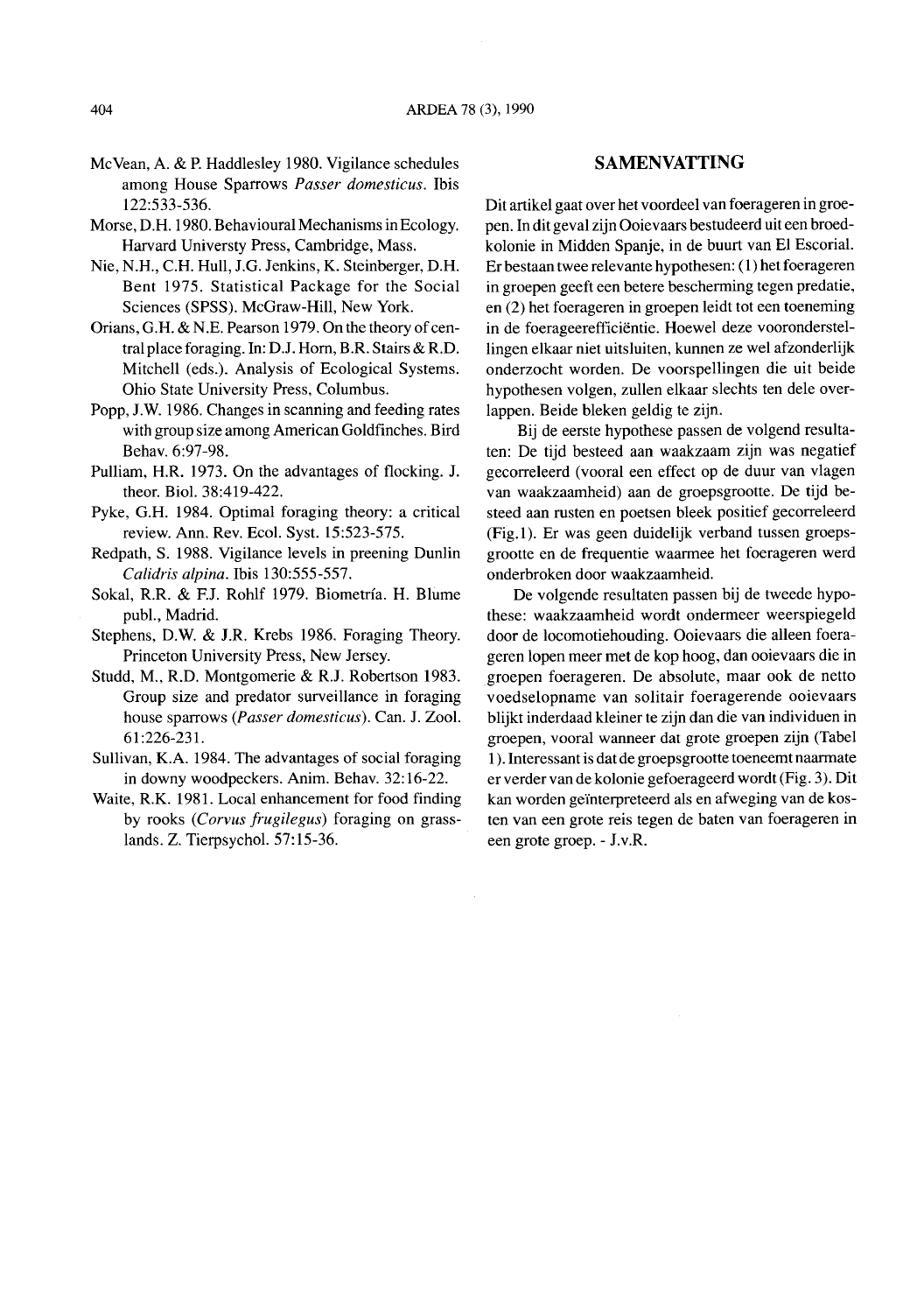McVean, A. & P. Haddlesley 1980. Vigilance schedules among House Sparrows *Passer domesticus*. Ibis 122:533-536.

Morse, D.H. 1980. Behavioural Mechanisms in Ecology. Harvard Universty Press, Cambridge, Mass.

Nie, N.H., C.H. Hull, J.G. Jenkins, K. Steinberger, D.H. Bent 1975. Statistical Package for the Social Sciences (SPSS). McGraw-Hill, New York.

Orians, G.H. & N.E. Pearson 1979. On the theory of central place foraging. In: D.J. Horn, B.R. Stairs & R.D. Mitchell (eds.). Analysis of Ecological Systems. Ohio State University Press, Columbus.

Popp, J.W. 1986. Changes in scanning and feeding rates with group size among American Goldfinches. Bird Behav. 6:97-98.

Pulliam, H.R. 1973. On the advantages of flocking. J. theor. Biol. 38:419-422.

Pyke, G.H. 1984. Optimal foraging theory: a critical review. Ann. Rev. Ecol. Syst. 15:523-575.

Redpath, S. 1988. Vigilance levels in preening Dunlin *Calidris alpina*. Ibis 130:555-557.

Sokal, R.R. & F.J. Rohlf 1979. Biometría. H. Blume publ., Madrid.

Stephens, D.W. & J.R. Krebs 1986. Foraging Theory. Princeton University Press, New Jersey.

Studd, M., R.D. Montgomerie & R.J. Robertson 1983. Group size and predator surveillance in foraging house sparrows (*Passer domesticus*). Can. J. Zool. 61:226-231.

Sullivan, K.A. 1984. The advantages of social foraging in downy woodpeckers. Anim. Behav. 32:16-22.

Waite, R.K. 1981. Local enhancement for food finding by rooks (*Corvus frugilegus*) foraging on grasslands. Z. Tierpsychol. 57:15-36.

## SAMENVATTING

Dit artikel gaat over het voordeel van foerageren in groepen. In dit geval zijn Ooievaars bestudeerd uit een broedkolonie in Midden Spanje, in de buurt van El Escorial. Er bestaan twee relevante hypothesen: (1) het foerageren in groepen geeft een betere bescherming tegen predatie, en (2) het foerageren in groepen leidt tot een toeneming in de foerageerefficiëntie. Hoewel deze vooronderstellingen elkaar niet uitsluiten, kunnen ze wel afzonderlijk onderzocht worden. De voorspellingen die uit beide hypothesen volgen, zullen elkaar slechts ten dele overlappen. Beide bleken geldig te zijn.

Bij de eerste hypothese passen de volgend resultaten: De tijd besteed aan waakzaam zijn was negatief gecorreleerd (vooral een effect op de duur van vlagen van waakzaamheid) aan de groepsgrootte. De tijd besteed aan rusten en poetsen bleek positief gecorreleerd (Fig.1). Er was geen duidelijk verband tussen groepsgrootte en de frequentie waarmee het foerageren werd onderbroken door waakzaamheid.

De volgende resultaten passen bij de tweede hypothese: waakzaamheid wordt ondermeer weerspiegeld door de locomotiehouding. Ooievaars die alleen foerageren lopen meer met de kop hoog, dan ooievaars die in groepen foerageren. De absolute, maar ook de netto voedselopname van solitair foeragerende ooievaars blijkt inderdaad kleiner te zijn dan die van individuen in groepen, vooral wanneer dat grote groepen zijn (Tabel 1). Interessant is dat de groepsgrootte toeneemt naarmate er verder van de kolonie gefoerageerd wordt (Fig. 3). Dit kan worden geïnterpreteerd als en afweging van de kosten van een grote reis tegen de baten van foerageren in een grote groep. - J.v.R.